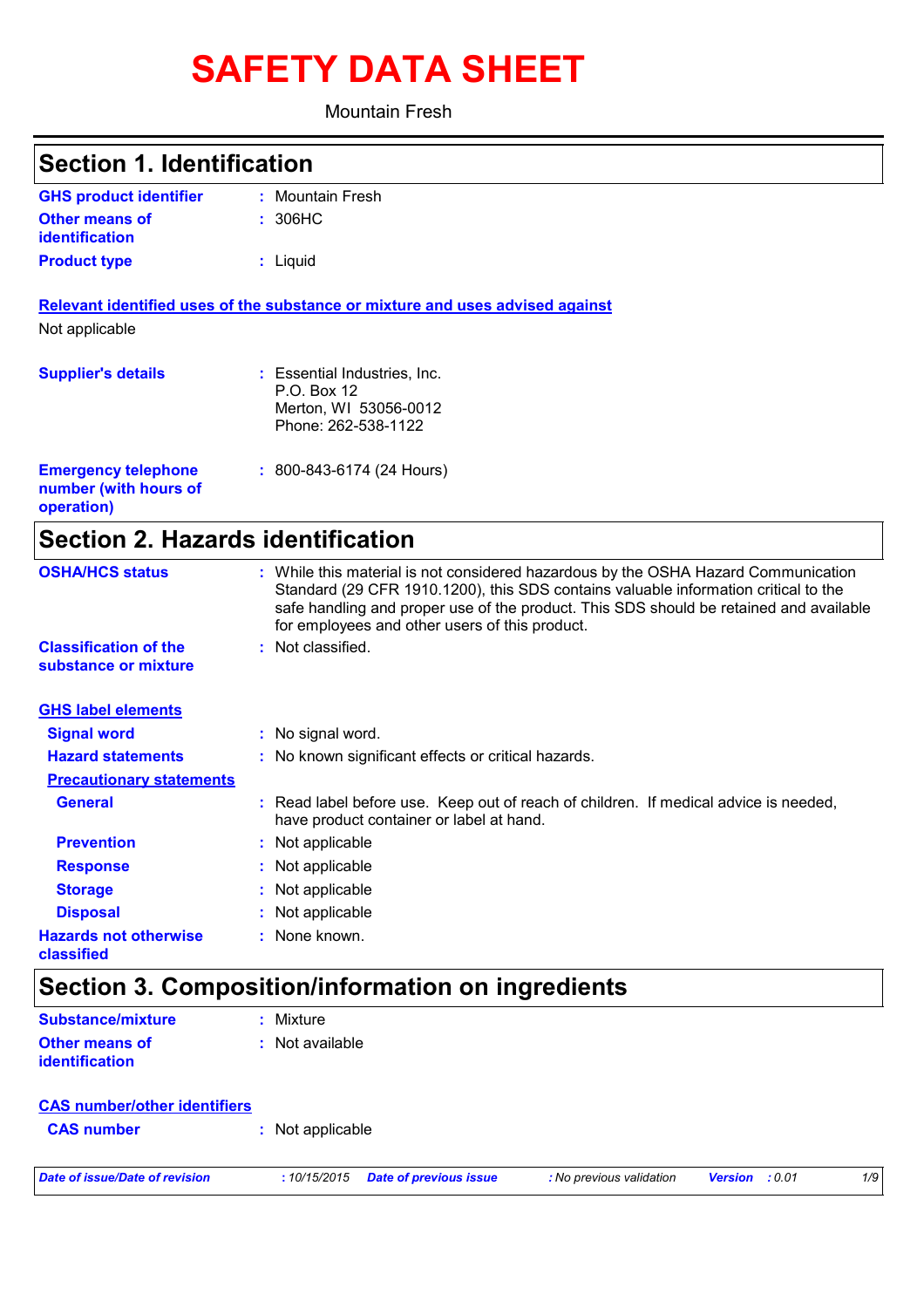# SAFETY DATA SHEET

Mountain Fresh

## Section 1. Identification

**GHS product identifier** : Mountain Fresh

**Other means of identification** : 306HC

**Product type** : Liquid

**Relevant identified uses of the substance or mixture and uses advised against**

Not applicable

**Supplier's details** : Essential Industries, Inc.
P.O. Box 12
Merton, WI 53056-0012
Phone: 262-538-1122

**Emergency telephone number (with hours of operation)** : 800-843-6174 (24 Hours)

## Section 2. Hazards identification

**OSHA/HCS status** : While this material is not considered hazardous by the OSHA Hazard Communication Standard (29 CFR 1910.1200), this SDS contains valuable information critical to the safe handling and proper use of the product. This SDS should be retained and available for employees and other users of this product.

**Classification of the substance or mixture** : Not classified.

**GHS label elements**

**Signal word** : No signal word.

**Hazard statements** : No known significant effects or critical hazards.

**Precautionary statements**

**General** : Read label before use. Keep out of reach of children. If medical advice is needed, have product container or label at hand.

**Prevention** : Not applicable

**Response** : Not applicable

**Storage** : Not applicable

**Disposal** : Not applicable

**Hazards not otherwise classified** : None known.

## Section 3. Composition/information on ingredients

**Substance/mixture** : Mixture

**Other means of identification** : Not available

**CAS number/other identifiers**

**CAS number** : Not applicable

*Date of issue/Date of revision : 10/15/2015 Date of previous issue : No previous validation Version : 0.01*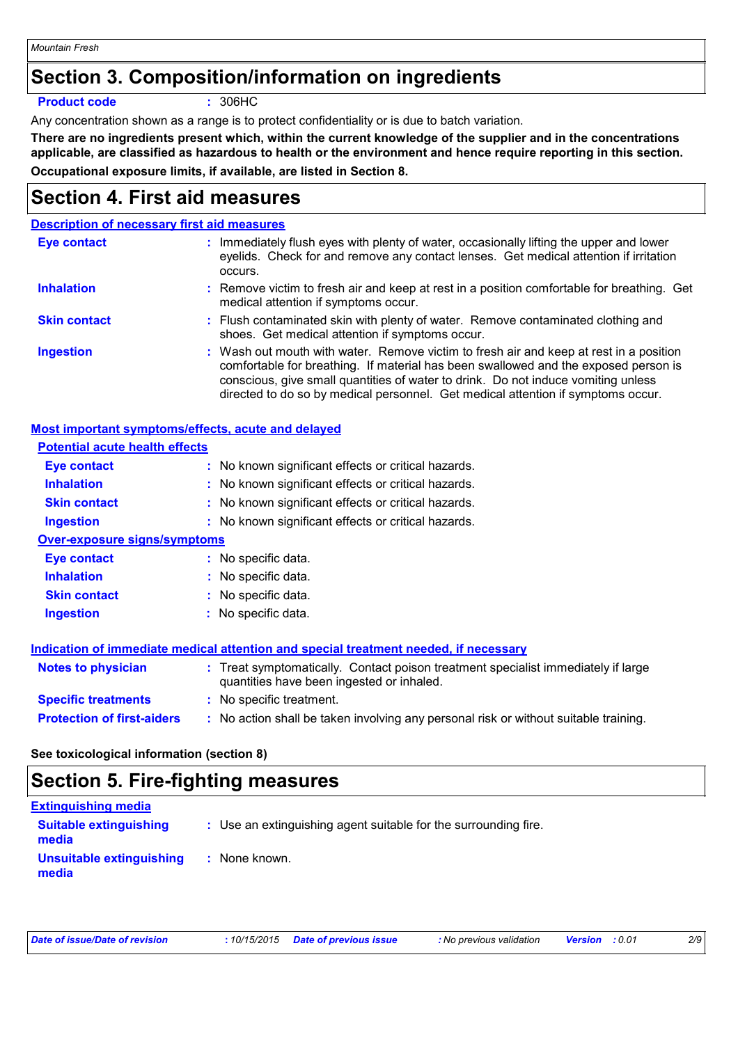## Section 3. Composition/information on ingredients

**Product code** : 306HC

Any concentration shown as a range is to protect confidentiality or is due to batch variation.

**There are no ingredients present which, within the current knowledge of the supplier and in the concentrations applicable, are classified as hazardous to health or the environment and hence require reporting in this section.**

**Occupational exposure limits, if available, are listed in Section 8.**

## Section 4. First aid measures

### Description of necessary first aid measures

**Eye contact** : Immediately flush eyes with plenty of water, occasionally lifting the upper and lower eyelids. Check for and remove any contact lenses. Get medical attention if irritation occurs.

**Inhalation** : Remove victim to fresh air and keep at rest in a position comfortable for breathing. Get medical attention if symptoms occur.

**Skin contact** : Flush contaminated skin with plenty of water. Remove contaminated clothing and shoes. Get medical attention if symptoms occur.

**Ingestion** : Wash out mouth with water. Remove victim to fresh air and keep at rest in a position comfortable for breathing. If material has been swallowed and the exposed person is conscious, give small quantities of water to drink. Do not induce vomiting unless directed to do so by medical personnel. Get medical attention if symptoms occur.

### Most important symptoms/effects, acute and delayed

#### Potential acute health effects

**Eye contact** : No known significant effects or critical hazards.

**Inhalation** : No known significant effects or critical hazards.

**Skin contact** : No known significant effects or critical hazards.

**Ingestion** : No known significant effects or critical hazards.

#### Over-exposure signs/symptoms

**Eye contact** : No specific data.

**Inhalation** : No specific data.

**Skin contact** : No specific data.

**Ingestion** : No specific data.

### Indication of immediate medical attention and special treatment needed, if necessary

**Notes to physician** : Treat symptomatically. Contact poison treatment specialist immediately if large quantities have been ingested or inhaled.

**Specific treatments** : No specific treatment.

**Protection of first-aiders** : No action shall be taken involving any personal risk or without suitable training.

**See toxicological information (section 8)**

## Section 5. Fire-fighting measures

### Extinguishing media

**Suitable extinguishing media** : Use an extinguishing agent suitable for the surrounding fire.

**Unsuitable extinguishing media** : None known.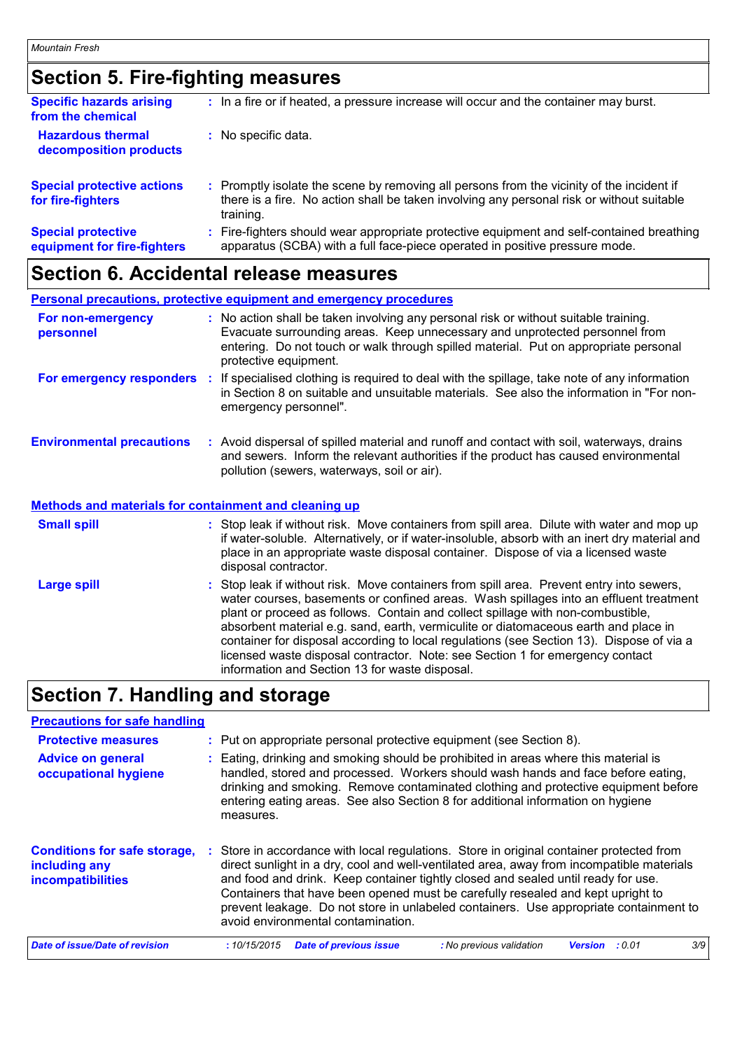## Section 5. Fire-fighting measures

**Specific hazards arising from the chemical** : In a fire or if heated, a pressure increase will occur and the container may burst.

**Hazardous thermal decomposition products** : No specific data.

**Special protective actions for fire-fighters** : Promptly isolate the scene by removing all persons from the vicinity of the incident if there is a fire. No action shall be taken involving any personal risk or without suitable training.

**Special protective equipment for fire-fighters** : Fire-fighters should wear appropriate protective equipment and self-contained breathing apparatus (SCBA) with a full face-piece operated in positive pressure mode.

## Section 6. Accidental release measures

### Personal precautions, protective equipment and emergency procedures

**For non-emergency personnel** : No action shall be taken involving any personal risk or without suitable training. Evacuate surrounding areas. Keep unnecessary and unprotected personnel from entering. Do not touch or walk through spilled material. Put on appropriate personal protective equipment.

**For emergency responders** : If specialised clothing is required to deal with the spillage, take note of any information in Section 8 on suitable and unsuitable materials. See also the information in "For non-emergency personnel".

**Environmental precautions** : Avoid dispersal of spilled material and runoff and contact with soil, waterways, drains and sewers. Inform the relevant authorities if the product has caused environmental pollution (sewers, waterways, soil or air).

### Methods and materials for containment and cleaning up

**Small spill** : Stop leak if without risk. Move containers from spill area. Dilute with water and mop up if water-soluble. Alternatively, or if water-insoluble, absorb with an inert dry material and place in an appropriate waste disposal container. Dispose of via a licensed waste disposal contractor.

**Large spill** : Stop leak if without risk. Move containers from spill area. Prevent entry into sewers, water courses, basements or confined areas. Wash spillages into an effluent treatment plant or proceed as follows. Contain and collect spillage with non-combustible, absorbent material e.g. sand, earth, vermiculite or diatomaceous earth and place in container for disposal according to local regulations (see Section 13). Dispose of via a licensed waste disposal contractor. Note: see Section 1 for emergency contact information and Section 13 for waste disposal.

## Section 7. Handling and storage

### Precautions for safe handling

**Protective measures** : Put on appropriate personal protective equipment (see Section 8).

**Advice on general occupational hygiene** : Eating, drinking and smoking should be prohibited in areas where this material is handled, stored and processed. Workers should wash hands and face before eating, drinking and smoking. Remove contaminated clothing and protective equipment before entering eating areas. See also Section 8 for additional information on hygiene measures.

**Conditions for safe storage, including any incompatibilities** : Store in accordance with local regulations. Store in original container protected from direct sunlight in a dry, cool and well-ventilated area, away from incompatible materials and food and drink. Keep container tightly closed and sealed until ready for use. Containers that have been opened must be carefully resealed and kept upright to prevent leakage. Do not store in unlabeled containers. Use appropriate containment to avoid environmental contamination.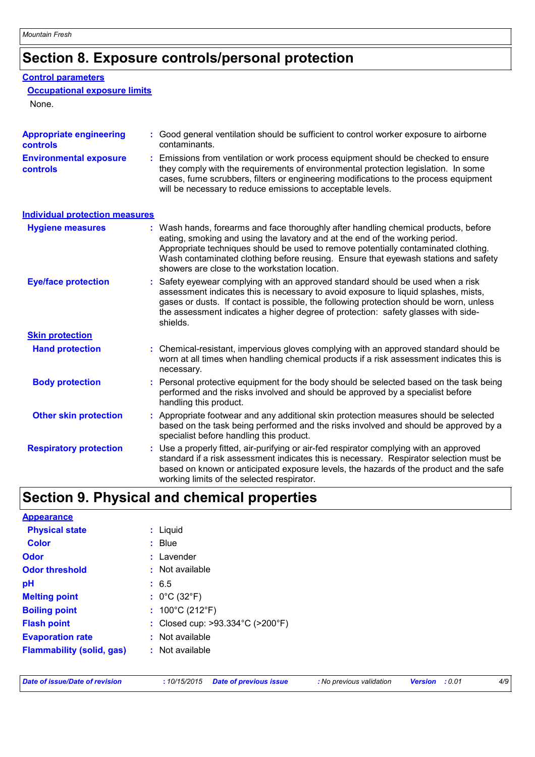# Section 8. Exposure controls/personal protection

## Control parameters

### Occupational exposure limits

None.

**Appropriate engineering controls** : Good general ventilation should be sufficient to control worker exposure to airborne contaminants.

**Environmental exposure controls** : Emissions from ventilation or work process equipment should be checked to ensure they comply with the requirements of environmental protection legislation. In some cases, fume scrubbers, filters or engineering modifications to the process equipment will be necessary to reduce emissions to acceptable levels.

## Individual protection measures

**Hygiene measures** : Wash hands, forearms and face thoroughly after handling chemical products, before eating, smoking and using the lavatory and at the end of the working period. Appropriate techniques should be used to remove potentially contaminated clothing. Wash contaminated clothing before reusing. Ensure that eyewash stations and safety showers are close to the workstation location.

**Eye/face protection** : Safety eyewear complying with an approved standard should be used when a risk assessment indicates this is necessary to avoid exposure to liquid splashes, mists, gases or dusts. If contact is possible, the following protection should be worn, unless the assessment indicates a higher degree of protection: safety glasses with side-shields.

### Skin protection

**Hand protection** : Chemical-resistant, impervious gloves complying with an approved standard should be worn at all times when handling chemical products if a risk assessment indicates this is necessary.

**Body protection** : Personal protective equipment for the body should be selected based on the task being performed and the risks involved and should be approved by a specialist before handling this product.

**Other skin protection** : Appropriate footwear and any additional skin protection measures should be selected based on the task being performed and the risks involved and should be approved by a specialist before handling this product.

**Respiratory protection** : Use a properly fitted, air-purifying or air-fed respirator complying with an approved standard if a risk assessment indicates this is necessary. Respirator selection must be based on known or anticipated exposure levels, the hazards of the product and the safe working limits of the selected respirator.

# Section 9. Physical and chemical properties

## Appearance

**Physical state** : Liquid

**Color** : Blue

**Odor** : Lavender

**Odor threshold** : Not available

**pH** : 6.5

**Melting point** : 0°C (32°F)

**Boiling point** : 100°C (212°F)

**Flash point** : Closed cup: >93.334°C (>200°F)

**Evaporation rate** : Not available

**Flammability (solid, gas)** : Not available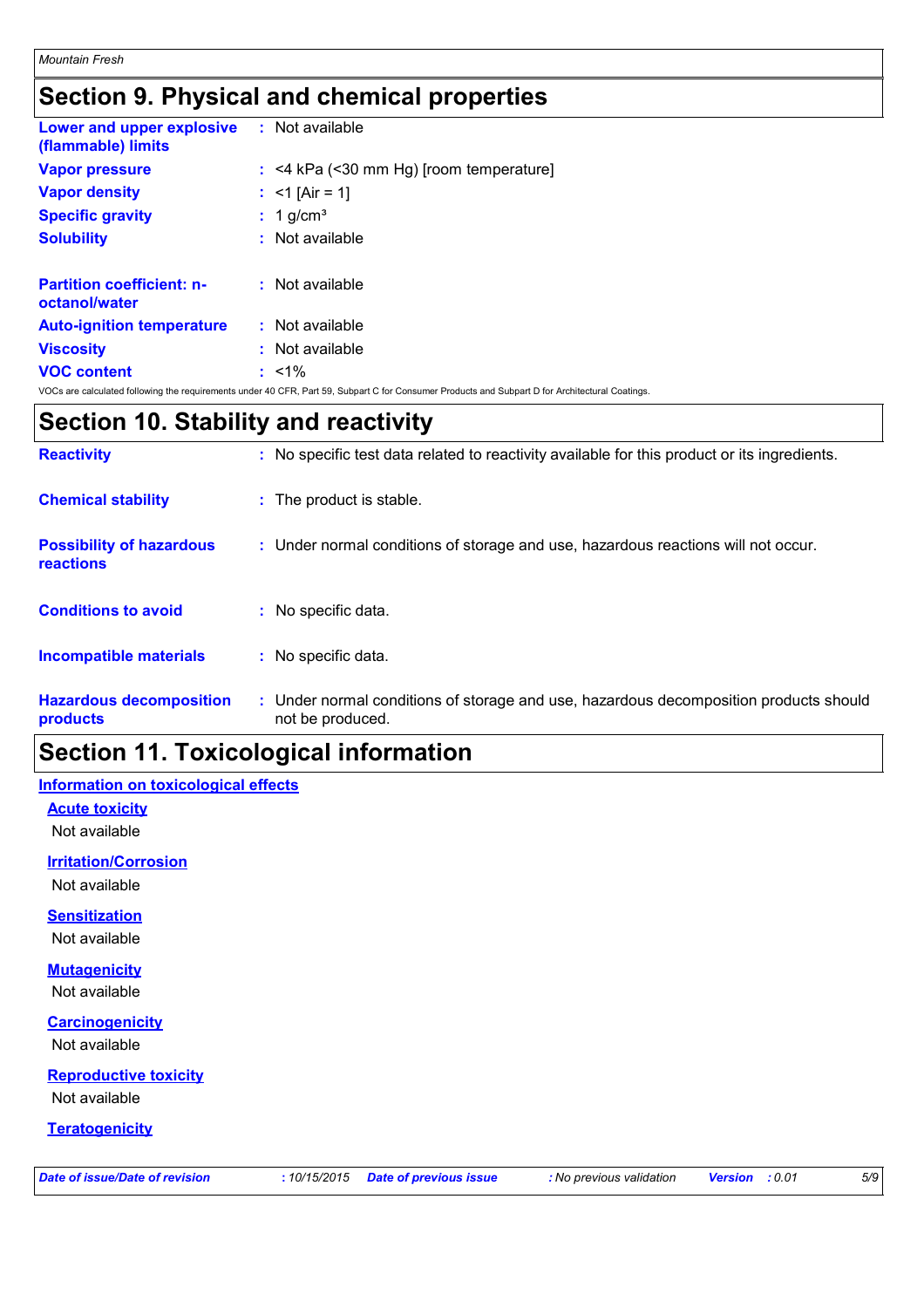## Section 9. Physical and chemical properties

| | |
|---|---|
| **Lower and upper explosive (flammable) limits** | : Not available |
| **Vapor pressure** | : <4 kPa (<30 mm Hg) [room temperature] |
| **Vapor density** | : <1 [Air = 1] |
| **Specific gravity** | : 1 g/cm³ |
| **Solubility** | : Not available |
| **Partition coefficient: n-octanol/water** | : Not available |
| **Auto-ignition temperature** | : Not available |
| **Viscosity** | : Not available |
| **VOC content** | : <1% |

VOCs are calculated following the requirements under 40 CFR, Part 59, Subpart C for Consumer Products and Subpart D for Architectural Coatings.

## Section 10. Stability and reactivity

| | |
|---|---|
| **Reactivity** | : No specific test data related to reactivity available for this product or its ingredients. |
| **Chemical stability** | : The product is stable. |
| **Possibility of hazardous reactions** | : Under normal conditions of storage and use, hazardous reactions will not occur. |
| **Conditions to avoid** | : No specific data. |
| **Incompatible materials** | : No specific data. |
| **Hazardous decomposition products** | : Under normal conditions of storage and use, hazardous decomposition products should not be produced. |

## Section 11. Toxicological information

### Information on toxicological effects

**Acute toxicity**

Not available

**Irritation/Corrosion**

Not available

**Sensitization**

Not available

**Mutagenicity**

Not available

**Carcinogenicity**

Not available

**Reproductive toxicity**

Not available

**Teratogenicity**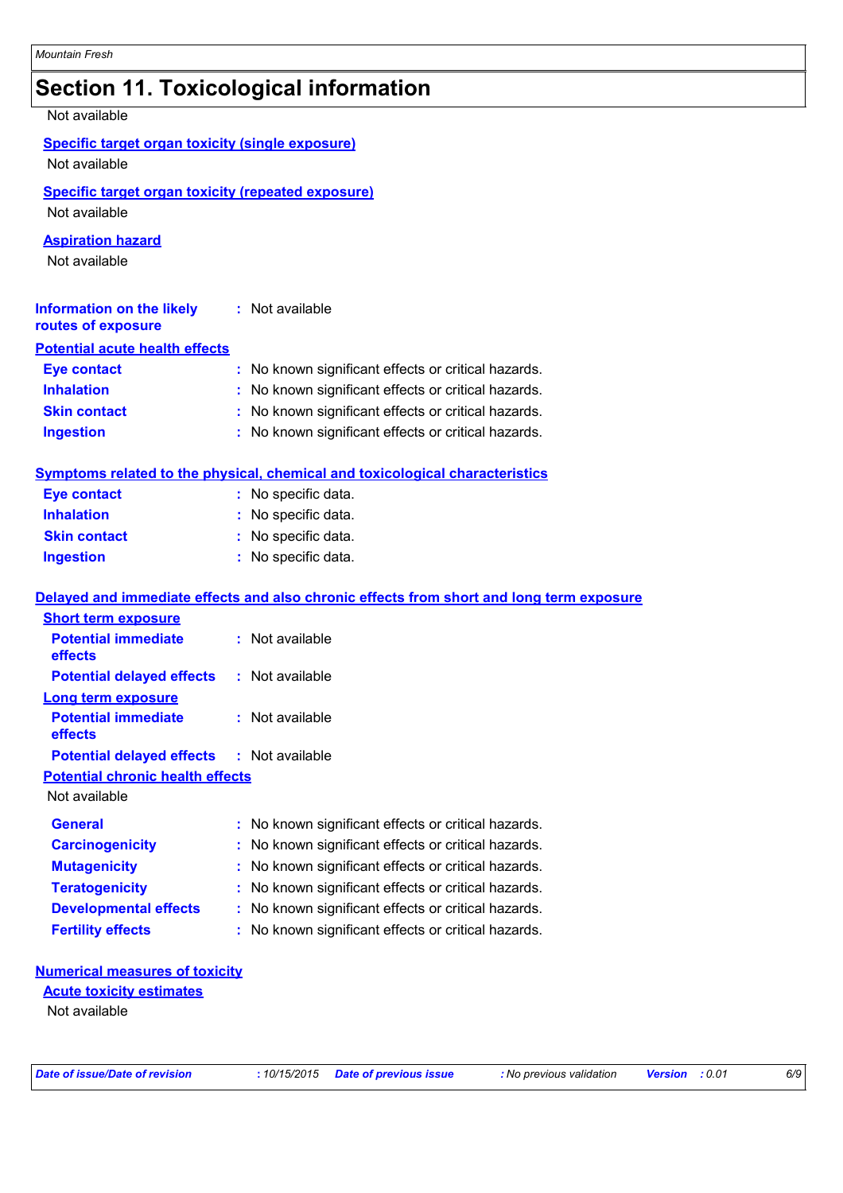## Section 11. Toxicological information

Not available

**Specific target organ toxicity (single exposure)**

Not available

**Specific target organ toxicity (repeated exposure)**

Not available

**Aspiration hazard**

Not available

**Information on the likely routes of exposure** : Not available

**Potential acute health effects**

**Eye contact** : No known significant effects or critical hazards.
**Inhalation** : No known significant effects or critical hazards.
**Skin contact** : No known significant effects or critical hazards.
**Ingestion** : No known significant effects or critical hazards.

**Symptoms related to the physical, chemical and toxicological characteristics**

**Eye contact** : No specific data.
**Inhalation** : No specific data.
**Skin contact** : No specific data.
**Ingestion** : No specific data.

**Delayed and immediate effects and also chronic effects from short and long term exposure**

**Short term exposure**

**Potential immediate effects** : Not available
**Potential delayed effects** : Not available

**Long term exposure**

**Potential immediate effects** : Not available
**Potential delayed effects** : Not available

**Potential chronic health effects**

Not available

**General** : No known significant effects or critical hazards.
**Carcinogenicity** : No known significant effects or critical hazards.
**Mutagenicity** : No known significant effects or critical hazards.
**Teratogenicity** : No known significant effects or critical hazards.
**Developmental effects** : No known significant effects or critical hazards.
**Fertility effects** : No known significant effects or critical hazards.

**Numerical measures of toxicity**

**Acute toxicity estimates**

Not available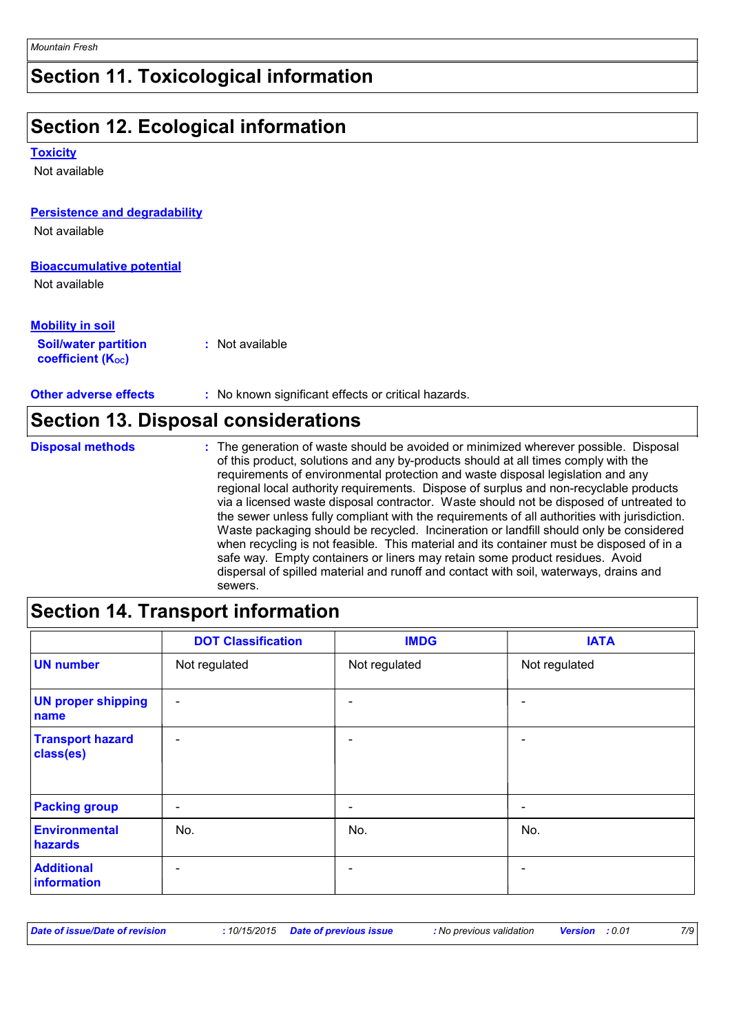## Section 11. Toxicological information

## Section 12. Ecological information

**Toxicity**

Not available

**Persistence and degradability**

Not available

**Bioaccumulative potential**

Not available

**Mobility in soil**

**Soil/water partition coefficient ($K_{OC}$)** : Not available

**Other adverse effects** : No known significant effects or critical hazards.

## Section 13. Disposal considerations

**Disposal methods** : The generation of waste should be avoided or minimized wherever possible. Disposal of this product, solutions and any by-products should at all times comply with the requirements of environmental protection and waste disposal legislation and any regional local authority requirements. Dispose of surplus and non-recyclable products via a licensed waste disposal contractor. Waste should not be disposed of untreated to the sewer unless fully compliant with the requirements of all authorities with jurisdiction. Waste packaging should be recycled. Incineration or landfill should only be considered when recycling is not feasible. This material and its container must be disposed of in a safe way. Empty containers or liners may retain some product residues. Avoid dispersal of spilled material and runoff and contact with soil, waterways, drains and sewers.

## Section 14. Transport information

| | DOT Classification | IMDG | IATA |
|---|---|---|---|
| **UN number** | Not regulated | Not regulated | Not regulated |
| **UN proper shipping name** | - | - | - |
| **Transport hazard class(es)** | - | - | - |
| **Packing group** | - | - | - |
| **Environmental hazards** | No. | No. | No. |
| **Additional information** | - | - | - |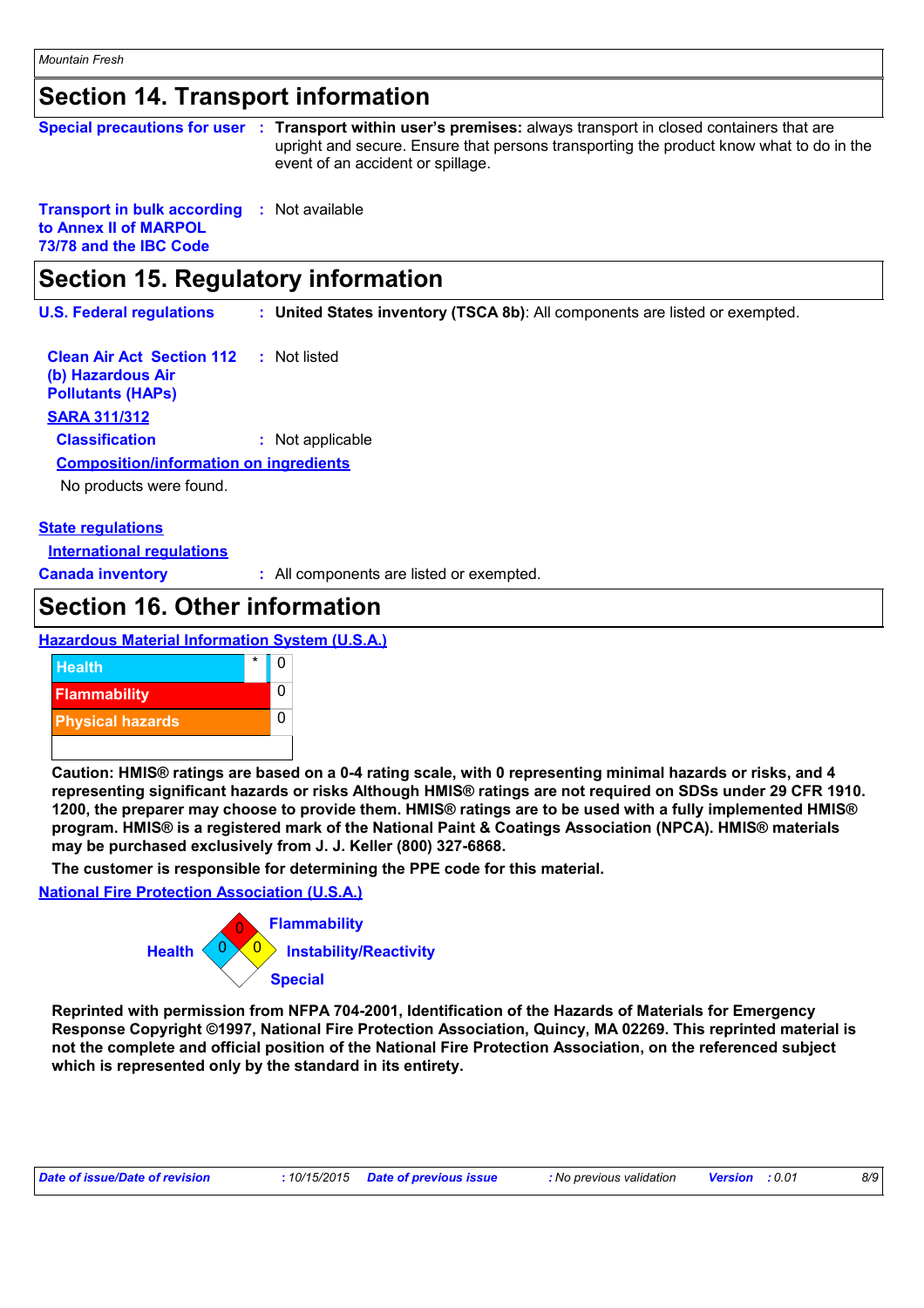## Section 14. Transport information

**Special precautions for user** : **Transport within user's premises:** always transport in closed containers that are upright and secure. Ensure that persons transporting the product know what to do in the event of an accident or spillage.

**Transport in bulk according to Annex II of MARPOL 73/78 and the IBC Code** : Not available

## Section 15. Regulatory information

**U.S. Federal regulations** : **United States inventory (TSCA 8b)**: All components are listed or exempted.

**Clean Air Act Section 112 (b) Hazardous Air Pollutants (HAPs)** : Not listed

**SARA 311/312**

**Classification** : Not applicable

**Composition/information on ingredients**

No products were found.

**State regulations**

**International regulations**

**Canada inventory** : All components are listed or exempted.

## Section 16. Other information

**Hazardous Material Information System (U.S.A.)**

| | | |
|---|---|---|
| Health | * | 0 |
| Flammability | | 0 |
| Physical hazards | | 0 |

**Caution: HMIS® ratings are based on a 0-4 rating scale, with 0 representing minimal hazards or risks, and 4 representing significant hazards or risks Although HMIS® ratings are not required on SDSs under 29 CFR 1910. 1200, the preparer may choose to provide them. HMIS® ratings are to be used with a fully implemented HMIS® program. HMIS® is a registered mark of the National Paint & Coatings Association (NPCA). HMIS® materials may be purchased exclusively from J. J. Keller (800) 327-6868.**

**The customer is responsible for determining the PPE code for this material.**

**National Fire Protection Association (U.S.A.)**

Flammability: 0
Health: 0
Instability/Reactivity: 0
Special

**Reprinted with permission from NFPA 704-2001, Identification of the Hazards of Materials for Emergency Response Copyright ©1997, National Fire Protection Association, Quincy, MA 02269. This reprinted material is not the complete and official position of the National Fire Protection Association, on the referenced subject which is represented only by the standard in its entirety.**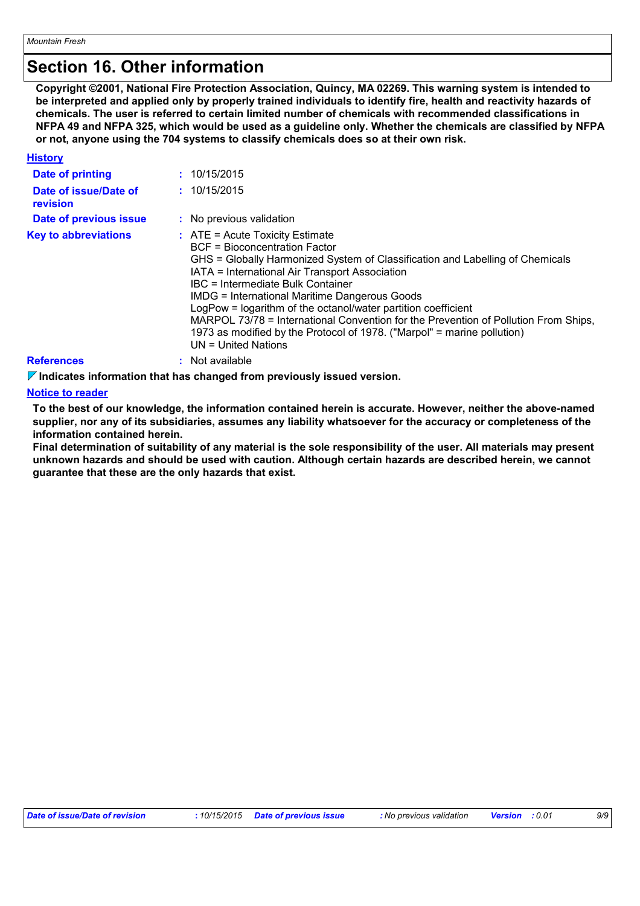# Section 16. Other information

**Copyright ©2001, National Fire Protection Association, Quincy, MA 02269. This warning system is intended to be interpreted and applied only by properly trained individuals to identify fire, health and reactivity hazards of chemicals. The user is referred to certain limited number of chemicals with recommended classifications in NFPA 49 and NFPA 325, which would be used as a guideline only. Whether the chemicals are classified by NFPA or not, anyone using the 704 systems to classify chemicals does so at their own risk.**

## History

**Date of printing** : 10/15/2015

**Date of issue/Date of revision** : 10/15/2015

**Date of previous issue** : No previous validation

**Key to abbreviations** :
ATE = Acute Toxicity Estimate
BCF = Bioconcentration Factor
GHS = Globally Harmonized System of Classification and Labelling of Chemicals
IATA = International Air Transport Association
IBC = Intermediate Bulk Container
IMDG = International Maritime Dangerous Goods
LogPow = logarithm of the octanol/water partition coefficient
MARPOL 73/78 = International Convention for the Prevention of Pollution From Ships, 1973 as modified by the Protocol of 1978. ("Marpol" = marine pollution)
UN = United Nations

**References** : Not available

**Indicates information that has changed from previously issued version.**

## Notice to reader

**To the best of our knowledge, the information contained herein is accurate. However, neither the above-named supplier, nor any of its subsidiaries, assumes any liability whatsoever for the accuracy or completeness of the information contained herein.**
**Final determination of suitability of any material is the sole responsibility of the user. All materials may present unknown hazards and should be used with caution. Although certain hazards are described herein, we cannot guarantee that these are the only hazards that exist.**